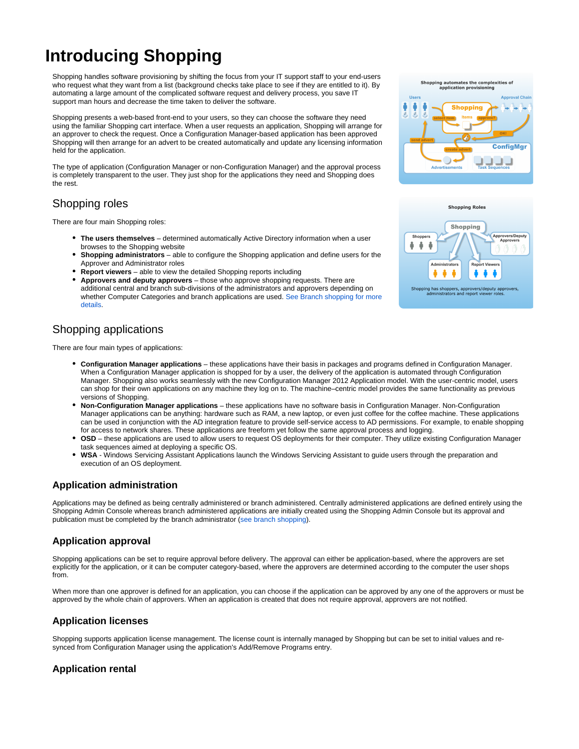# Introducing Shopping

Shopping handles software provisioning by shifting the focus from your IT support staff to your end-users who request what they want from a list (background checks take place to see if they are entitled to it). By automating a large amount of the complicated software request and delivery process, you save IT support man hours and decrease the time taken to deliver the software.

Shopping presents a web-based front-end to your users, so they can choose the software they need using the familiar Shopping cart interface. When a user requests an application, Shopping will arrange for an approver to check the request. Once a Configuration Manager-based application has been approved Shopping will then arrange for an advert to be created automatically and update any licensing information held for the application.

The type of application (Configuration Manager or non-Configuration Manager) and the approval process is completely transparent to the user. They just shop for the applications they need and Shopping does the rest.

## Shopping roles

There are four main Shopping roles:

- **The users themselves** – determined automatically Active Directory information when a user browses to the Shopping website
- **Shopping administrators** – able to configure the Shopping application and define users for the Approver and Administrator roles
- **Report viewers** – able to view the detailed Shopping reports including
- **Approvers and deputy approvers** – those who approve shopping requests. There are additional central and branch sub-divisions of the administrators and approvers depending on whether Computer Categories and branch applications are used. See Branch shopping for more details.

## Shopping applications

There are four main types of applications:

- **Configuration Manager applications** – these applications have their basis in packages and programs defined in Configuration Manager. When a Configuration Manager application is shopped for by a user, the delivery of the application is automated through Configuration Manager. Shopping also works seamlessly with the new Configuration Manager 2012 Application model. With the user-centric model, users can shop for their own applications on any machine they log on to. The machine–centric model provides the same functionality as previous versions of Shopping.
- **Non-Configuration Manager applications** – these applications have no software basis in Configuration Manager. Non-Configuration Manager applications can be anything: hardware such as RAM, a new laptop, or even just coffee for the coffee machine. These applications can be used in conjunction with the AD integration feature to provide self-service access to AD permissions. For example, to enable shopping for access to network shares. These applications are freeform yet follow the same approval process and logging.
- **OSD** – these applications are used to allow users to request OS deployments for their computer. They utilize existing Configuration Manager task sequences aimed at deploying a specific OS.
- **WSA** - Windows Servicing Assistant Applications launch the Windows Servicing Assistant to guide users through the preparation and execution of an OS deployment.

### Application administration

Applications may be defined as being centrally administered or branch administered. Centrally administered applications are defined entirely using the Shopping Admin Console whereas branch administered applications are initially created using the Shopping Admin Console but its approval and publication must be completed by the branch administrator (see branch shopping).

### Application approval

Shopping applications can be set to require approval before delivery. The approval can either be application-based, where the approvers are set explicitly for the application, or it can be computer category-based, where the approvers are determined according to the computer the user shops from.

When more than one approver is defined for an application, you can choose if the application can be approved by any one of the approvers or must be approved by the whole chain of approvers. When an application is created that does not require approval, approvers are not notified.

### Application licenses

Shopping supports application license management. The license count is internally managed by Shopping but can be set to initial values and re-synced from Configuration Manager using the application's Add/Remove Programs entry.

### Application rental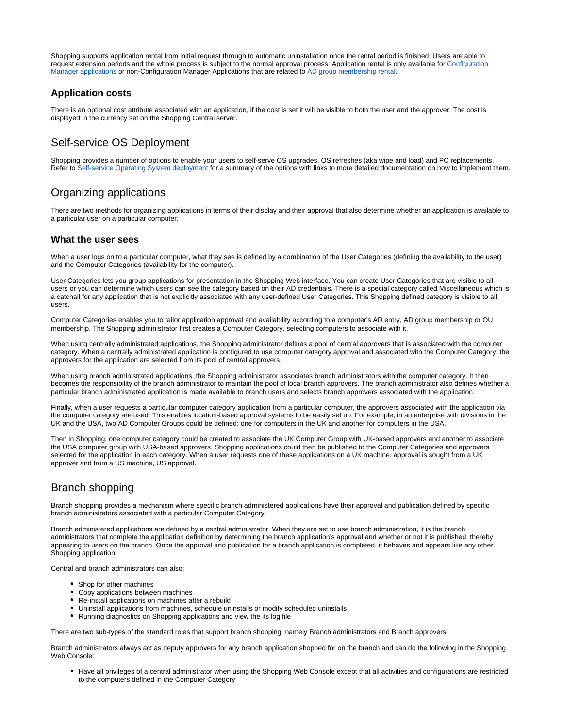Shopping supports application rental from initial request through to automatic uninstallation once the rental period is finished. Users are able to request extension periods and the whole process is subject to the normal approval process. Application rental is only available for Configuration Manager applications or non-Configuration Manager Applications that are related to AD group membership rental.

### Application costs

There is an optional cost attribute associated with an application, if the cost is set it will be visible to both the user and the approver. The cost is displayed in the currency set on the Shopping Central server.

## Self-service OS Deployment

Shopping provides a number of options to enable your users to self-serve OS upgrades, OS refreshes (aka wipe and load) and PC replacements. Refer to Self-service Operating System deployment for a summary of the options with links to more detailed documentation on how to implement them.

## Organizing applications

There are two methods for organizing applications in terms of their display and their approval that also determine whether an application is available to a particular user on a particular computer.

### What the user sees

When a user logs on to a particular computer, what they see is defined by a combination of the User Categories (defining the availability to the user) and the Computer Categories (availability for the computer).

User Categories lets you group applications for presentation in the Shopping Web interface. You can create User Categories that are visible to all users or you can determine which users can see the category based on their AD credentials. There is a special category called Miscellaneous which is a catchall for any application that is not explicitly associated with any user-defined User Categories. This Shopping defined category is visible to all users.

Computer Categories enables you to tailor application approval and availability according to a computer's AD entry, AD group membership or OU membership. The Shopping administrator first creates a Computer Category, selecting computers to associate with it.

When using centrally administrated applications, the Shopping administrator defines a pool of central approvers that is associated with the computer category. When a centrally administrated application is configured to use computer category approval and associated with the Computer Category, the approvers for the application are selected from its pool of central approvers.

When using branch administrated applications, the Shopping administrator associates branch administrators with the computer category. It then becomes the responsibility of the branch administrator to maintain the pool of local branch approvers. The branch administrator also defines whether a particular branch administrated application is made available to branch users and selects branch approvers associated with the application.

Finally, when a user requests a particular computer category application from a particular computer, the approvers associated with the application via the computer category are used. This enables location-based approval systems to be easily set up. For example, in an enterprise with divisions in the UK and the USA, two AD Computer Groups could be defined: one for computers in the UK and another for computers in the USA.

Then in Shopping, one computer category could be created to associate the UK Computer Group with UK-based approvers and another to associate the USA computer group with USA-based approvers. Shopping applications could then be published to the Computer Categories and approvers selected for the application in each category. When a user requests one of these applications on a UK machine, approval is sought from a UK approver and from a US machine, US approval.

## Branch shopping

Branch shopping provides a mechanism where specific branch administered applications have their approval and publication defined by specific branch administrators associated with a particular Computer Category.

Branch administered applications are defined by a central administrator. When they are set to use branch administration, it is the branch administrators that complete the application definition by determining the branch application's approval and whether or not it is published, thereby appearing to users on the branch. Once the approval and publication for a branch application is completed, it behaves and appears like any other Shopping application.

Central and branch administrators can also:

- Shop for other machines
- Copy applications between machines
- Re-install applications on machines after a rebuild
- Uninstall applications from machines, schedule uninstalls or modify scheduled uninstalls
- Running diagnostics on Shopping applications and view the its log file

There are two sub-types of the standard roles that support branch shopping, namely Branch administrators and Branch approvers.

Branch administrators always act as deputy approvers for any branch application shopped for on the branch and can do the following in the Shopping Web Console:

- Have all privileges of a central administrator when using the Shopping Web Console except that all activities and configurations are restricted to the computers defined in the Computer Category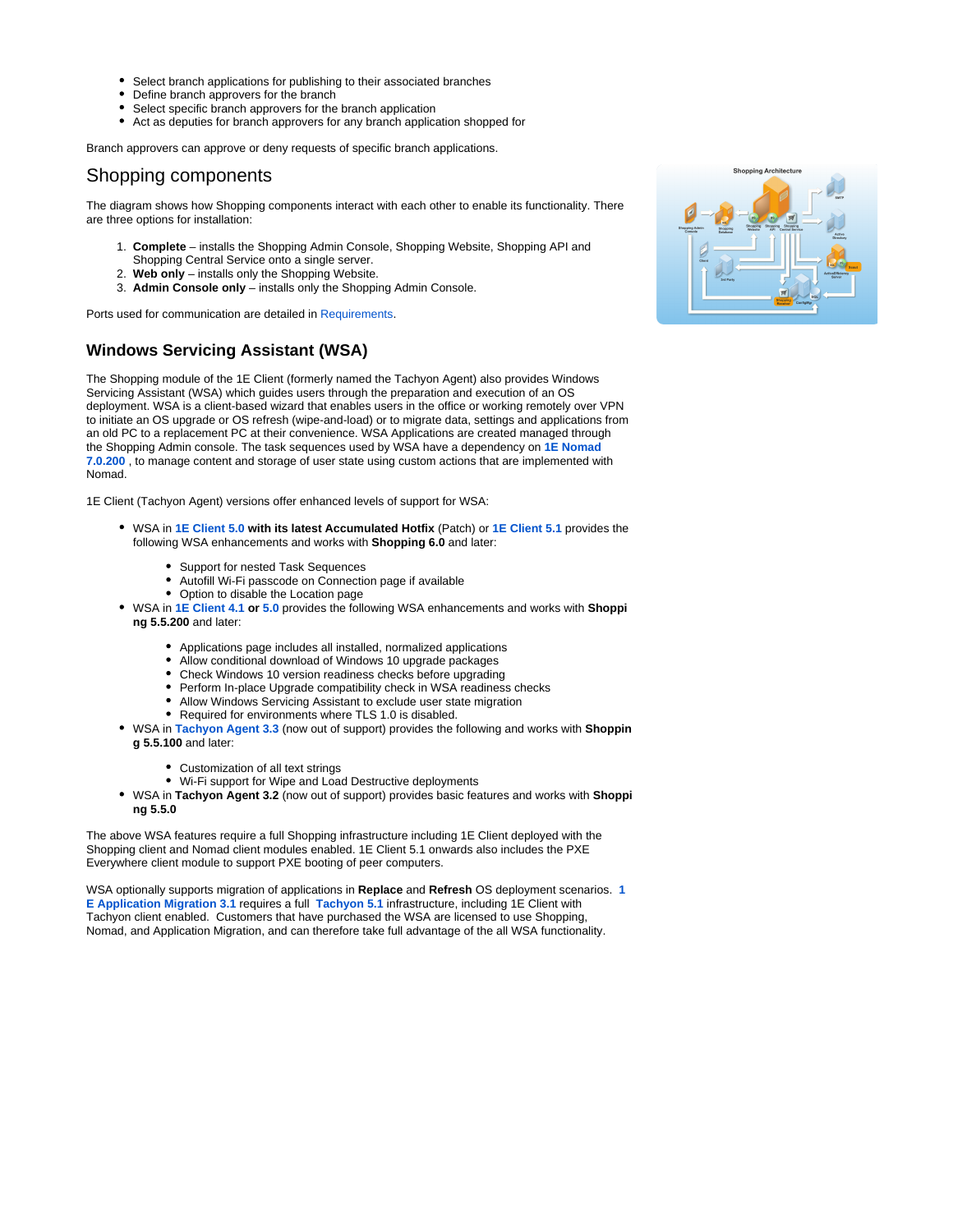- Select branch applications for publishing to their associated branches
- Define branch approvers for the branch
- Select specific branch approvers for the branch application
- Act as deputies for branch approvers for any branch application shopped for

Branch approvers can approve or deny requests of specific branch applications.

## Shopping components

The diagram shows how Shopping components interact with each other to enable its functionality. There are three options for installation:

1. **Complete** – installs the Shopping Admin Console, Shopping Website, Shopping API and Shopping Central Service onto a single server.
2. **Web only** – installs only the Shopping Website.
3. **Admin Console only** – installs only the Shopping Admin Console.

Ports used for communication are detailed in Requirements.

Shopping Architecture

### Windows Servicing Assistant (WSA)

The Shopping module of the 1E Client (formerly named the Tachyon Agent) also provides Windows Servicing Assistant (WSA) which guides users through the preparation and execution of an OS deployment. WSA is a client-based wizard that enables users in the office or working remotely over VPN to initiate an OS upgrade or OS refresh (wipe-and-load) or to migrate data, settings and applications from an old PC to a replacement PC at their convenience. WSA Applications are created managed through the Shopping Admin console. The task sequences used by WSA have a dependency on **1E Nomad 7.0.200** , to manage content and storage of user state using custom actions that are implemented with Nomad.

1E Client (Tachyon Agent) versions offer enhanced levels of support for WSA:

- WSA in **1E Client 5.0 with its latest Accumulated Hotfix** (Patch) or **1E Client 5.1** provides the following WSA enhancements and works with **Shopping 6.0** and later:
  - Support for nested Task Sequences
  - Autofill Wi-Fi passcode on Connection page if available
  - Option to disable the Location page
- WSA in **1E Client 4.1 or 5.0** provides the following WSA enhancements and works with **Shopping 5.5.200** and later:
  - Applications page includes all installed, normalized applications
  - Allow conditional download of Windows 10 upgrade packages
  - Check Windows 10 version readiness checks before upgrading
  - Perform In-place Upgrade compatibility check in WSA readiness checks
  - Allow Windows Servicing Assistant to exclude user state migration
  - Required for environments where TLS 1.0 is disabled.
- WSA in **Tachyon Agent 3.3** (now out of support) provides the following and works with **Shopping 5.5.100** and later:
  - Customization of all text strings
  - Wi-Fi support for Wipe and Load Destructive deployments
- WSA in **Tachyon Agent 3.2** (now out of support) provides basic features and works with **Shopping 5.5.0**

The above WSA features require a full Shopping infrastructure including 1E Client deployed with the Shopping client and Nomad client modules enabled. 1E Client 5.1 onwards also includes the PXE Everywhere client module to support PXE booting of peer computers.

WSA optionally supports migration of applications in **Replace** and **Refresh** OS deployment scenarios. **1E Application Migration 3.1** requires a full **Tachyon 5.1** infrastructure, including 1E Client with Tachyon client enabled. Customers that have purchased the WSA are licensed to use Shopping, Nomad, and Application Migration, and can therefore take full advantage of the all WSA functionality.